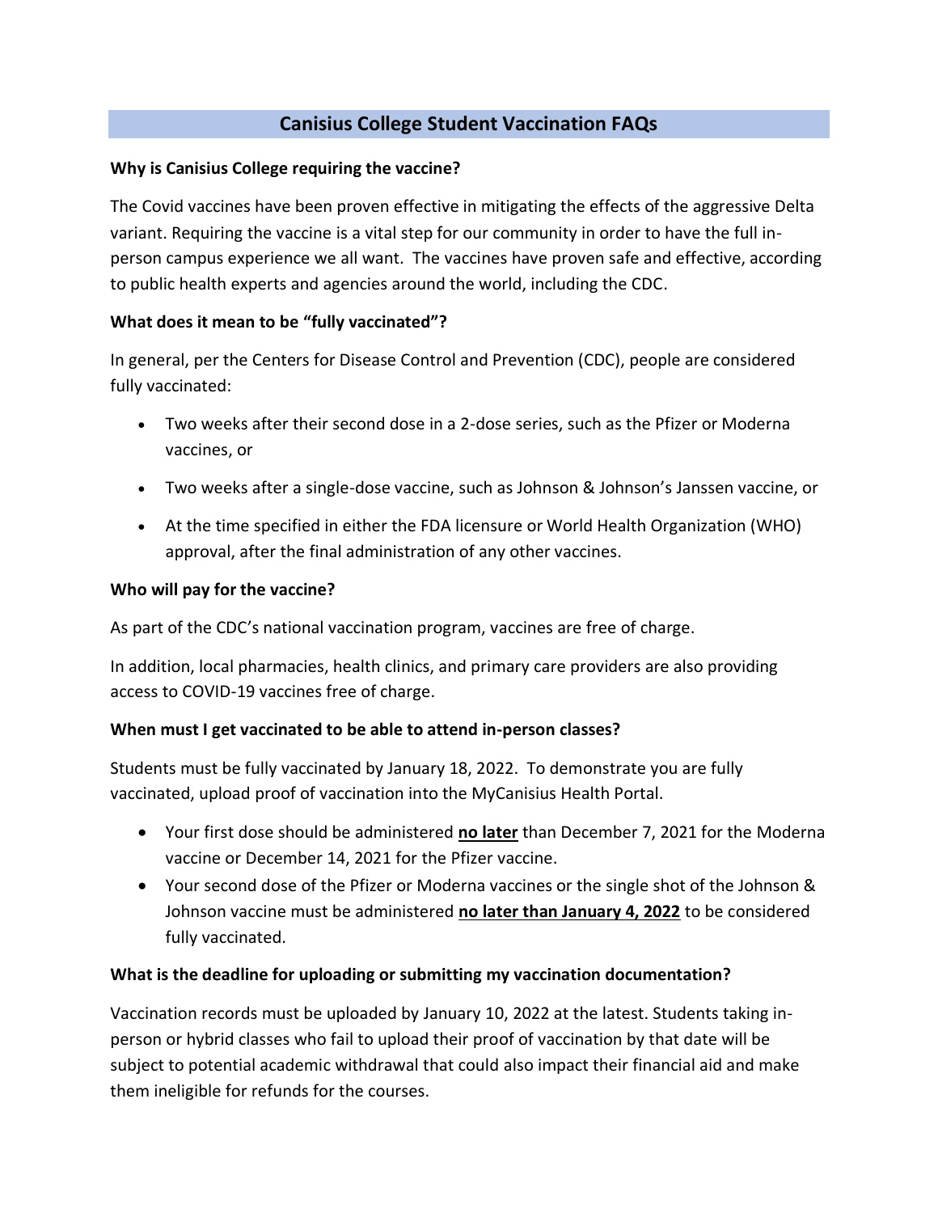# Canisius College Student Vaccination FAQs

**Why is Canisius College requiring the vaccine?**

The Covid vaccines have been proven effective in mitigating the effects of the aggressive Delta variant. Requiring the vaccine is a vital step for our community in order to have the full in-person campus experience we all want. The vaccines have proven safe and effective, according to public health experts and agencies around the world, including the CDC.

**What does it mean to be "fully vaccinated"?**

In general, per the Centers for Disease Control and Prevention (CDC), people are considered fully vaccinated:

- Two weeks after their second dose in a 2-dose series, such as the Pfizer or Moderna vaccines, or
- Two weeks after a single-dose vaccine, such as Johnson & Johnson's Janssen vaccine, or
- At the time specified in either the FDA licensure or World Health Organization (WHO) approval, after the final administration of any other vaccines.

**Who will pay for the vaccine?**

As part of the CDC's national vaccination program, vaccines are free of charge.

In addition, local pharmacies, health clinics, and primary care providers are also providing access to COVID-19 vaccines free of charge.

**When must I get vaccinated to be able to attend in-person classes?**

Students must be fully vaccinated by January 18, 2022. To demonstrate you are fully vaccinated, upload proof of vaccination into the MyCanisius Health Portal.

- Your first dose should be administered **no later** than December 7, 2021 for the Moderna vaccine or December 14, 2021 for the Pfizer vaccine.
- Your second dose of the Pfizer or Moderna vaccines or the single shot of the Johnson & Johnson vaccine must be administered **no later than January 4, 2022** to be considered fully vaccinated.

**What is the deadline for uploading or submitting my vaccination documentation?**

Vaccination records must be uploaded by January 10, 2022 at the latest. Students taking in-person or hybrid classes who fail to upload their proof of vaccination by that date will be subject to potential academic withdrawal that could also impact their financial aid and make them ineligible for refunds for the courses.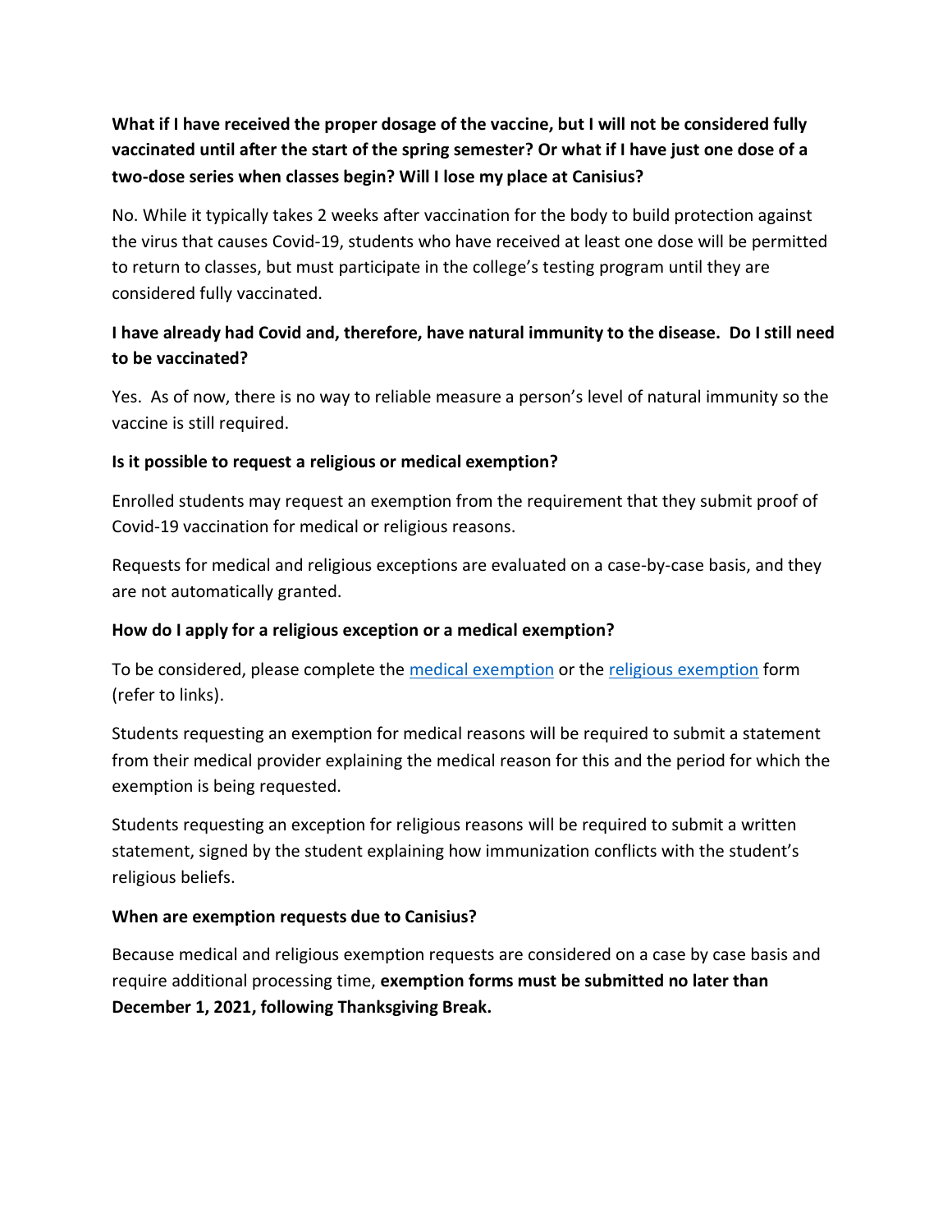**What if I have received the proper dosage of the vaccine, but I will not be considered fully vaccinated until after the start of the spring semester? Or what if I have just one dose of a two-dose series when classes begin? Will I lose my place at Canisius?**

No. While it typically takes 2 weeks after vaccination for the body to build protection against the virus that causes Covid-19, students who have received at least one dose will be permitted to return to classes, but must participate in the college's testing program until they are considered fully vaccinated.

**I have already had Covid and, therefore, have natural immunity to the disease. Do I still need to be vaccinated?**

Yes. As of now, there is no way to reliable measure a person's level of natural immunity so the vaccine is still required.

**Is it possible to request a religious or medical exemption?**

Enrolled students may request an exemption from the requirement that they submit proof of Covid-19 vaccination for medical or religious reasons.

Requests for medical and religious exceptions are evaluated on a case-by-case basis, and they are not automatically granted.

**How do I apply for a religious exception or a medical exemption?**

To be considered, please complete the [medical exemption] or the [religious exemption] form (refer to links).

Students requesting an exemption for medical reasons will be required to submit a statement from their medical provider explaining the medical reason for this and the period for which the exemption is being requested.

Students requesting an exception for religious reasons will be required to submit a written statement, signed by the student explaining how immunization conflicts with the student's religious beliefs.

**When are exemption requests due to Canisius?**

Because medical and religious exemption requests are considered on a case by case basis and require additional processing time, **exemption forms must be submitted no later than December 1, 2021, following Thanksgiving Break.**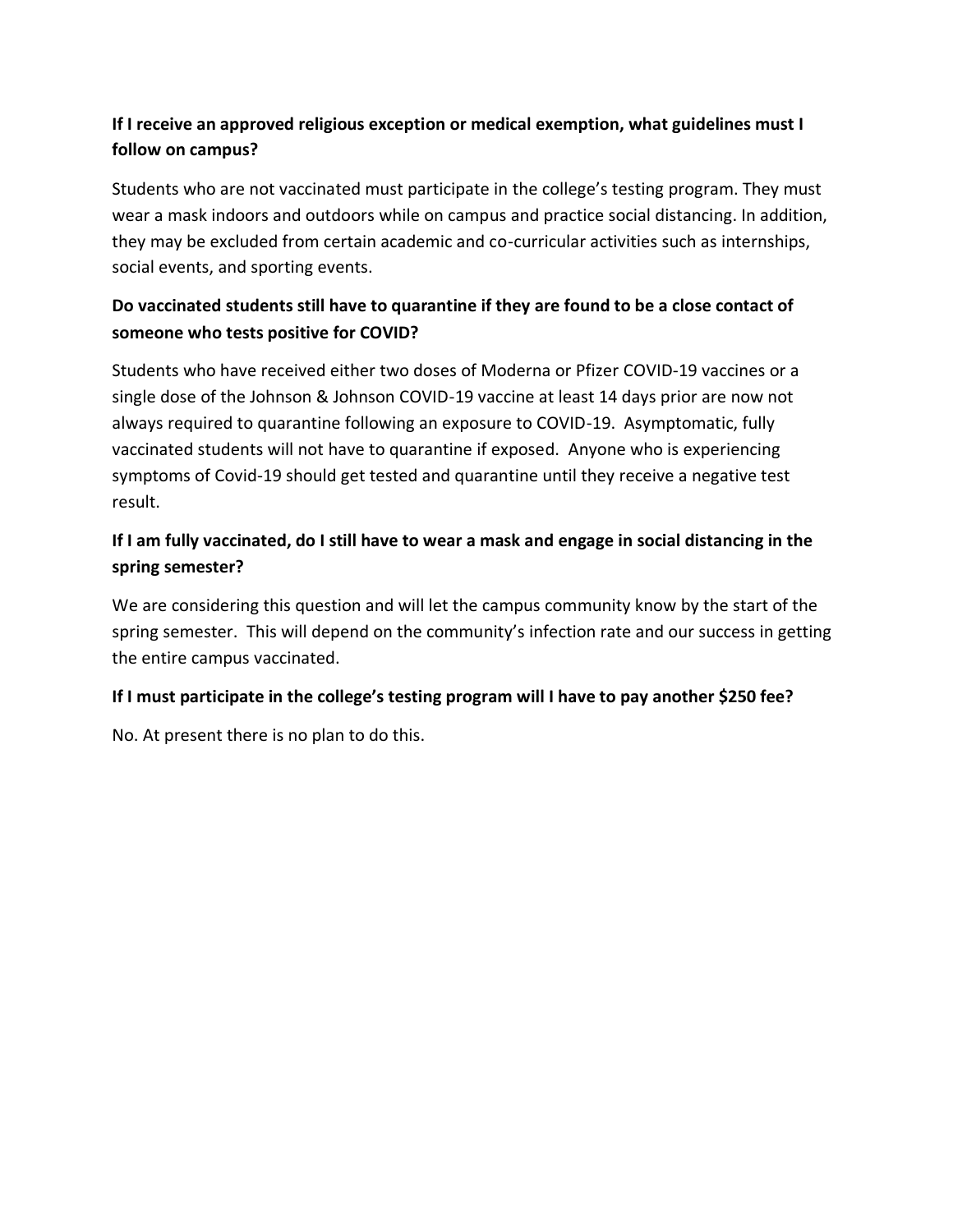**If I receive an approved religious exception or medical exemption, what guidelines must I follow on campus?**

Students who are not vaccinated must participate in the college's testing program. They must wear a mask indoors and outdoors while on campus and practice social distancing. In addition, they may be excluded from certain academic and co-curricular activities such as internships, social events, and sporting events.

**Do vaccinated students still have to quarantine if they are found to be a close contact of someone who tests positive for COVID?**

Students who have received either two doses of Moderna or Pfizer COVID-19 vaccines or a single dose of the Johnson & Johnson COVID-19 vaccine at least 14 days prior are now not always required to quarantine following an exposure to COVID-19. Asymptomatic, fully vaccinated students will not have to quarantine if exposed. Anyone who is experiencing symptoms of Covid-19 should get tested and quarantine until they receive a negative test result.

**If I am fully vaccinated, do I still have to wear a mask and engage in social distancing in the spring semester?**

We are considering this question and will let the campus community know by the start of the spring semester. This will depend on the community's infection rate and our success in getting the entire campus vaccinated.

**If I must participate in the college's testing program will I have to pay another $250 fee?**

No. At present there is no plan to do this.